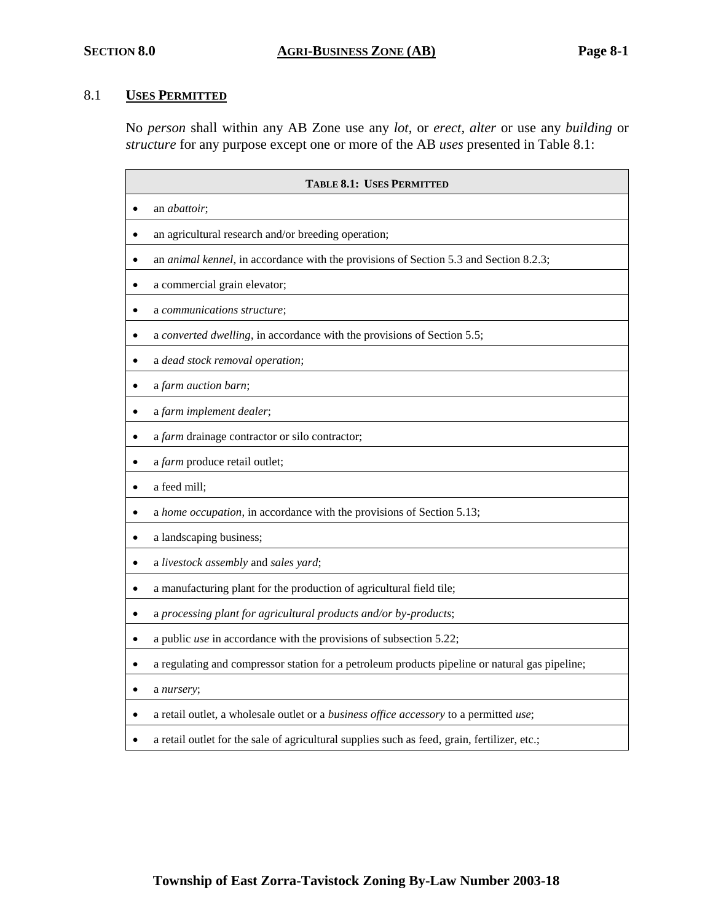# SECTION 8.0 AGRI-BUSINESS ZONE (AB)

## 8.1 USES PERMITTED

No *person* shall within any AB Zone use any *lot*, or *erect*, *alter* or use any *building* or *structure* for any purpose except one or more of the AB *uses* presented in Table 8.1:

| TABLE 8.1: USES PERMITTED |
|---|
| • an *abattoir*; |
| • an agricultural research and/or breeding operation; |
| • an *animal kennel*, in accordance with the provisions of Section 5.3 and Section 8.2.3; |
| • a commercial grain elevator; |
| • a *communications structure*; |
| • a *converted dwelling*, in accordance with the provisions of Section 5.5; |
| • a *dead stock removal operation*; |
| • a *farm auction barn*; |
| • a *farm implement dealer*; |
| • a *farm* drainage contractor or silo contractor; |
| • a *farm* produce retail outlet; |
| • a feed mill; |
| • a *home occupation*, in accordance with the provisions of Section 5.13; |
| • a landscaping business; |
| • a *livestock assembly* and *sales yard*; |
| • a manufacturing plant for the production of agricultural field tile; |
| • a *processing plant for agricultural products and/or by-products*; |
| • a public *use* in accordance with the provisions of subsection 5.22; |
| • a regulating and compressor station for a petroleum products pipeline or natural gas pipeline; |
| • a *nursery*; |
| • a retail outlet, a wholesale outlet or a *business office accessory* to a permitted *use*; |
| • a retail outlet for the sale of agricultural supplies such as feed, grain, fertilizer, etc.; |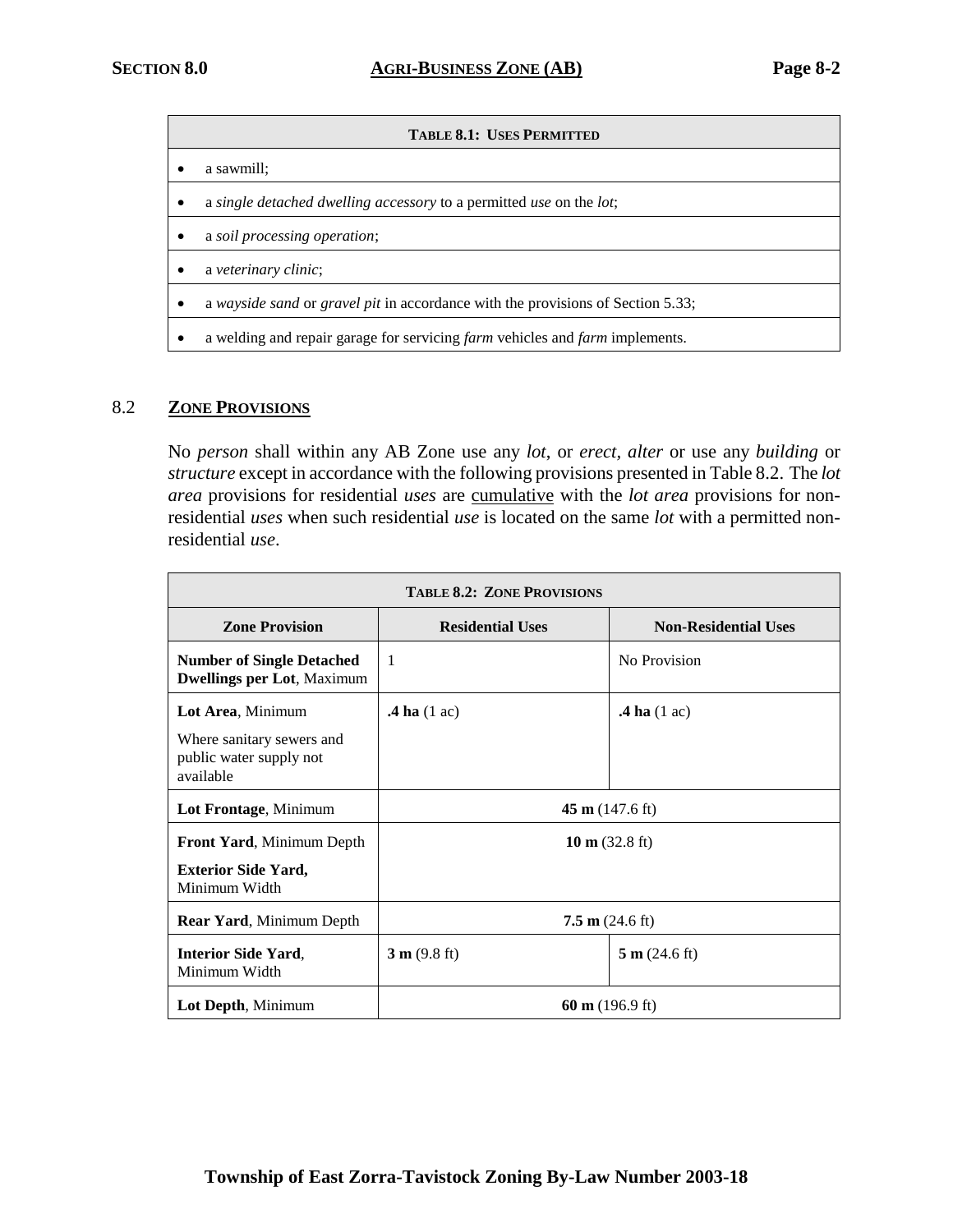| **TABLE 8.1: USES PERMITTED** |
|---|
| • a sawmill; |
| • a *single detached dwelling accessory* to a permitted *use* on the *lot*; |
| • a *soil processing operation*; |
| • a *veterinary clinic*; |
| • a *wayside sand* or *gravel pit* in accordance with the provisions of Section 5.33; |
| • a welding and repair garage for servicing *farm* vehicles and *farm* implements. |

## 8.2 ZONE PROVISIONS

No *person* shall within any AB Zone use any *lot*, or *erect*, *alter* or use any *building* or *structure* except in accordance with the following provisions presented in Table 8.2. The *lot area* provisions for residential *uses* are cumulative with the *lot area* provisions for non-residential *uses* when such residential *use* is located on the same *lot* with a permitted non-residential *use*.

| **TABLE 8.2: ZONE PROVISIONS** | | |
|---|---|---|
| **Zone Provision** | **Residential Uses** | **Non-Residential Uses** |
| **Number of Single Detached Dwellings per Lot**, Maximum | 1 | No Provision |
| **Lot Area**, Minimum<br>Where sanitary sewers and public water supply not available | **.4 ha** (1 ac) | **.4 ha** (1 ac) |
| **Lot Frontage**, Minimum | **45 m** (147.6 ft) | |
| **Front Yard**, Minimum Depth<br>**Exterior Side Yard,** Minimum Width | **10 m** (32.8 ft) | |
| **Rear Yard**, Minimum Depth | **7.5 m** (24.6 ft) | |
| **Interior Side Yard**, Minimum Width | **3 m** (9.8 ft) | **5 m** (24.6 ft) |
| **Lot Depth**, Minimum | **60 m** (196.9 ft) | |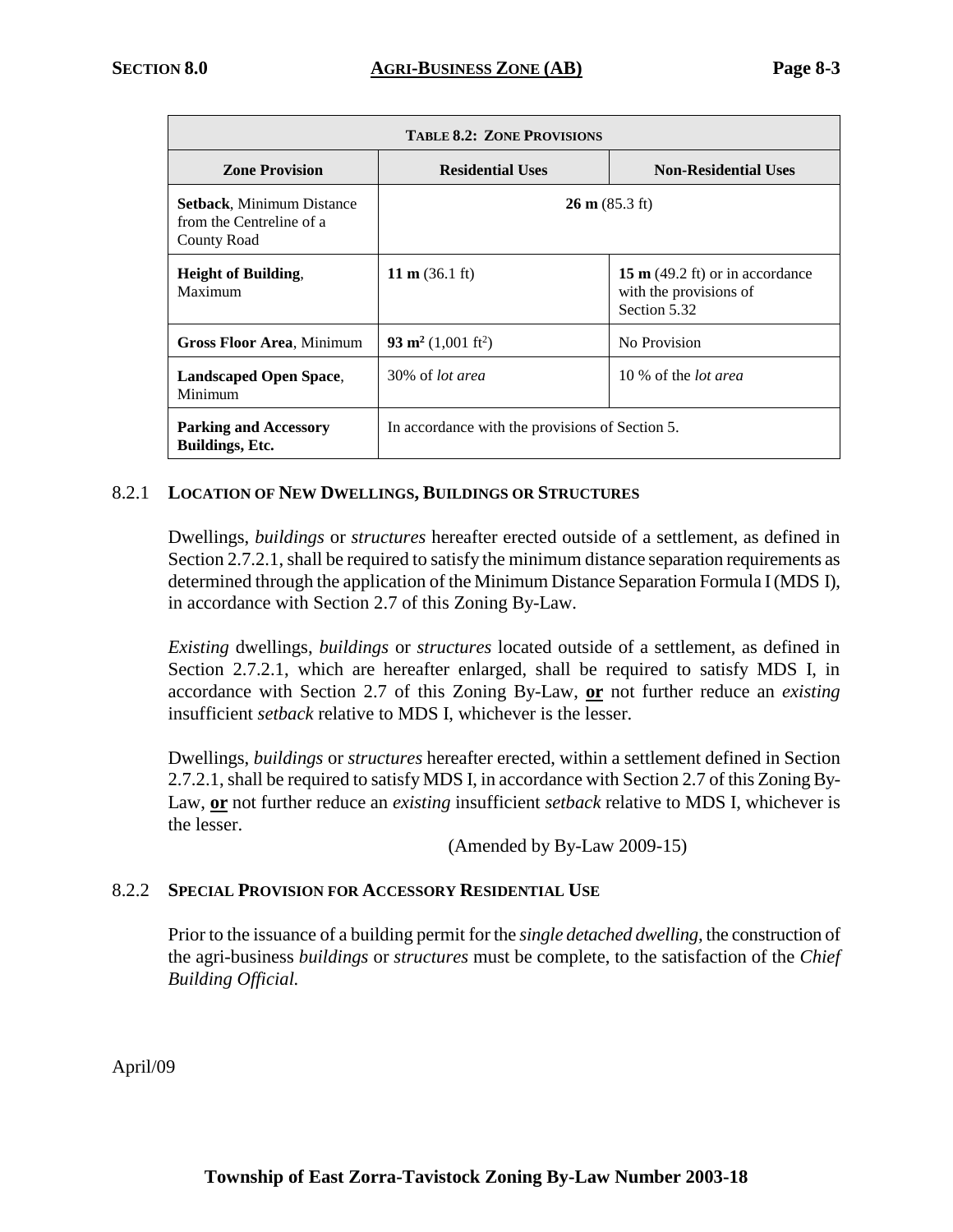| **TABLE 8.2: ZONE PROVISIONS** | | |
|---|---|---|
| **Zone Provision** | **Residential Uses** | **Non-Residential Uses** |
| **Setback**, Minimum Distance from the Centreline of a County Road | **26 m** (85.3 ft) | |
| **Height of Building**, Maximum | **11 m** (36.1 ft) | **15 m** (49.2 ft) or in accordance with the provisions of Section 5.32 |
| **Gross Floor Area**, Minimum | **93 m$^2$** (1,001 ft$^2$) | No Provision |
| **Landscaped Open Space**, Minimum | 30% of *lot area* | 10 % of the *lot area* |
| **Parking and Accessory Buildings, Etc.** | In accordance with the provisions of Section 5. | |

8.2.1 **LOCATION OF NEW DWELLINGS, BUILDINGS OR STRUCTURES**

Dwellings, *buildings* or *structures* hereafter erected outside of a settlement, as defined in Section 2.7.2.1, shall be required to satisfy the minimum distance separation requirements as determined through the application of the Minimum Distance Separation Formula I (MDS I), in accordance with Section 2.7 of this Zoning By-Law.

*Existing* dwellings, *buildings* or *structures* located outside of a settlement, as defined in Section 2.7.2.1, which are hereafter enlarged, shall be required to satisfy MDS I, in accordance with Section 2.7 of this Zoning By-Law, **or** not further reduce an *existing* insufficient *setback* relative to MDS I, whichever is the lesser.

Dwellings, *buildings* or *structures* hereafter erected, within a settlement defined in Section 2.7.2.1, shall be required to satisfy MDS I, in accordance with Section 2.7 of this Zoning By-Law, **or** not further reduce an *existing* insufficient *setback* relative to MDS I, whichever is the lesser.

(Amended by By-Law 2009-15)

8.2.2 **SPECIAL PROVISION FOR ACCESSORY RESIDENTIAL USE**

Prior to the issuance of a building permit for the *single detached dwelling*, the construction of the agri-business *buildings* or *structures* must be complete, to the satisfaction of the *Chief Building Official.*

April/09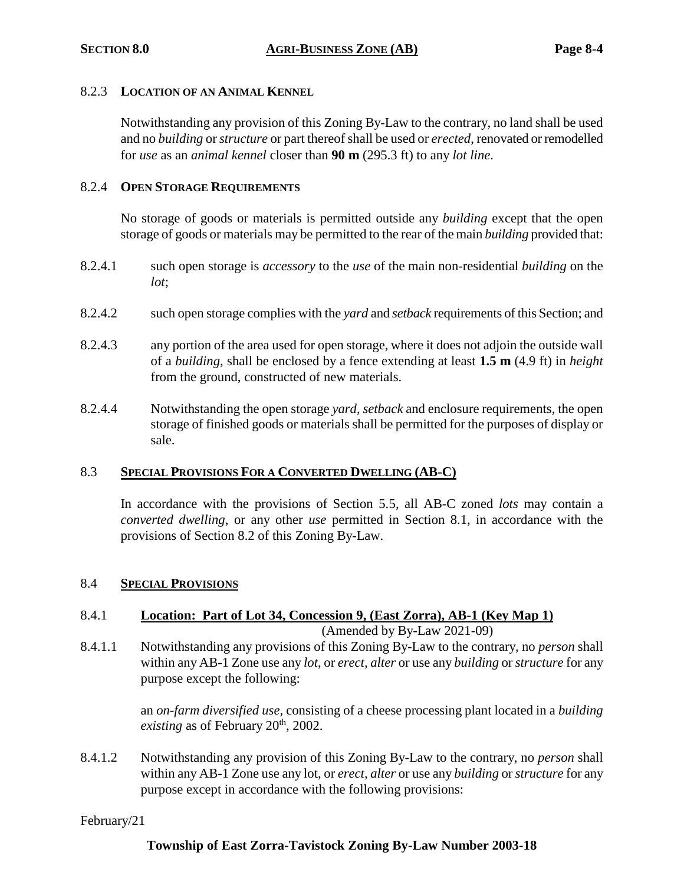#### 8.2.3 **LOCATION OF AN ANIMAL KENNEL**

Notwithstanding any provision of this Zoning By-Law to the contrary, no land shall be used and no *building* or *structure* or part thereof shall be used or *erected*, renovated or remodelled for *use* as an *animal kennel* closer than **90 m** (295.3 ft) to any *lot line*.

#### 8.2.4 **OPEN STORAGE REQUIREMENTS**

No storage of goods or materials is permitted outside any *building* except that the open storage of goods or materials may be permitted to the rear of the main *building* provided that:

8.2.4.1 such open storage is *accessory* to the *use* of the main non-residential *building* on the *lot*;

8.2.4.2 such open storage complies with the *yard* and *setback* requirements of this Section; and

8.2.4.3 any portion of the area used for open storage, where it does not adjoin the outside wall of a *building*, shall be enclosed by a fence extending at least **1.5 m** (4.9 ft) in *height* from the ground, constructed of new materials.

8.2.4.4 Notwithstanding the open storage *yard*, *setback* and enclosure requirements, the open storage of finished goods or materials shall be permitted for the purposes of display or sale.

## 8.3 **SPECIAL PROVISIONS FOR A CONVERTED DWELLING (AB-C)**

In accordance with the provisions of Section 5.5, all AB-C zoned *lots* may contain a *converted dwelling*, or any other *use* permitted in Section 8.1, in accordance with the provisions of Section 8.2 of this Zoning By-Law.

## 8.4 **SPECIAL PROVISIONS**

### 8.4.1 **Location: Part of Lot 34, Concession 9, (East Zorra), AB-1 (Key Map 1)**

(Amended by By-Law 2021-09)

8.4.1.1 Notwithstanding any provisions of this Zoning By-Law to the contrary, no *person* shall within any AB-1 Zone use any *lot*, or *erect, alter* or use any *building* or *structure* for any purpose except the following:

an *on-farm diversified use*, consisting of a cheese processing plant located in a *building existing* as of February 20th, 2002.

8.4.1.2 Notwithstanding any provision of this Zoning By-Law to the contrary, no *person* shall within any AB-1 Zone use any lot, or *erect, alter* or use any *building* or *structure* for any purpose except in accordance with the following provisions: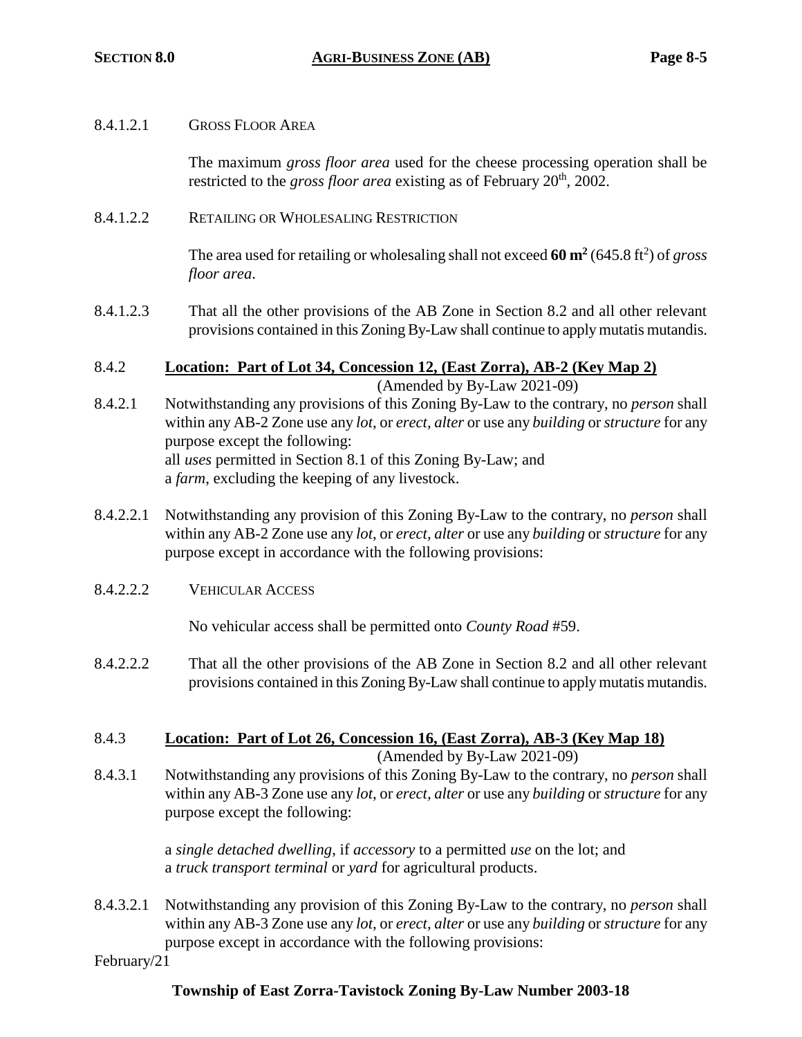8.4.1.2.1 GROSS FLOOR AREA

The maximum *gross floor area* used for the cheese processing operation shall be restricted to the *gross floor area* existing as of February 20th, 2002.

8.4.1.2.2 RETAILING OR WHOLESALING RESTRICTION

The area used for retailing or wholesaling shall not exceed **60 m$^2$** (645.8 ft$^2$) of *gross floor area*.

8.4.1.2.3 That all the other provisions of the AB Zone in Section 8.2 and all other relevant provisions contained in this Zoning By-Law shall continue to apply mutatis mutandis.

### 8.4.2 Location: Part of Lot 34, Concession 12, (East Zorra), AB-2 (Key Map 2)

(Amended by By-Law 2021-09)

8.4.2.1 Notwithstanding any provisions of this Zoning By-Law to the contrary, no *person* shall within any AB-2 Zone use any *lot*, or *erect, alter* or use any *building* or *structure* for any purpose except the following:
all *uses* permitted in Section 8.1 of this Zoning By-Law; and
a *farm*, excluding the keeping of any livestock.

8.4.2.2.1 Notwithstanding any provision of this Zoning By-Law to the contrary, no *person* shall within any AB-2 Zone use any *lot*, or *erect, alter* or use any *building* or *structure* for any purpose except in accordance with the following provisions:

8.4.2.2.2 VEHICULAR ACCESS

No vehicular access shall be permitted onto *County Road* #59.

8.4.2.2.2 That all the other provisions of the AB Zone in Section 8.2 and all other relevant provisions contained in this Zoning By-Law shall continue to apply mutatis mutandis.

### 8.4.3 Location: Part of Lot 26, Concession 16, (East Zorra), AB-3 (Key Map 18)

(Amended by By-Law 2021-09)

8.4.3.1 Notwithstanding any provisions of this Zoning By-Law to the contrary, no *person* shall within any AB-3 Zone use any *lot*, or *erect, alter* or use any *building* or *structure* for any purpose except the following:

a *single detached dwelling*, if *accessory* to a permitted *use* on the lot; and
a *truck transport terminal* or *yard* for agricultural products.

8.4.3.2.1 Notwithstanding any provision of this Zoning By-Law to the contrary, no *person* shall within any AB-3 Zone use any *lot*, or *erect, alter* or use any *building* or *structure* for any purpose except in accordance with the following provisions: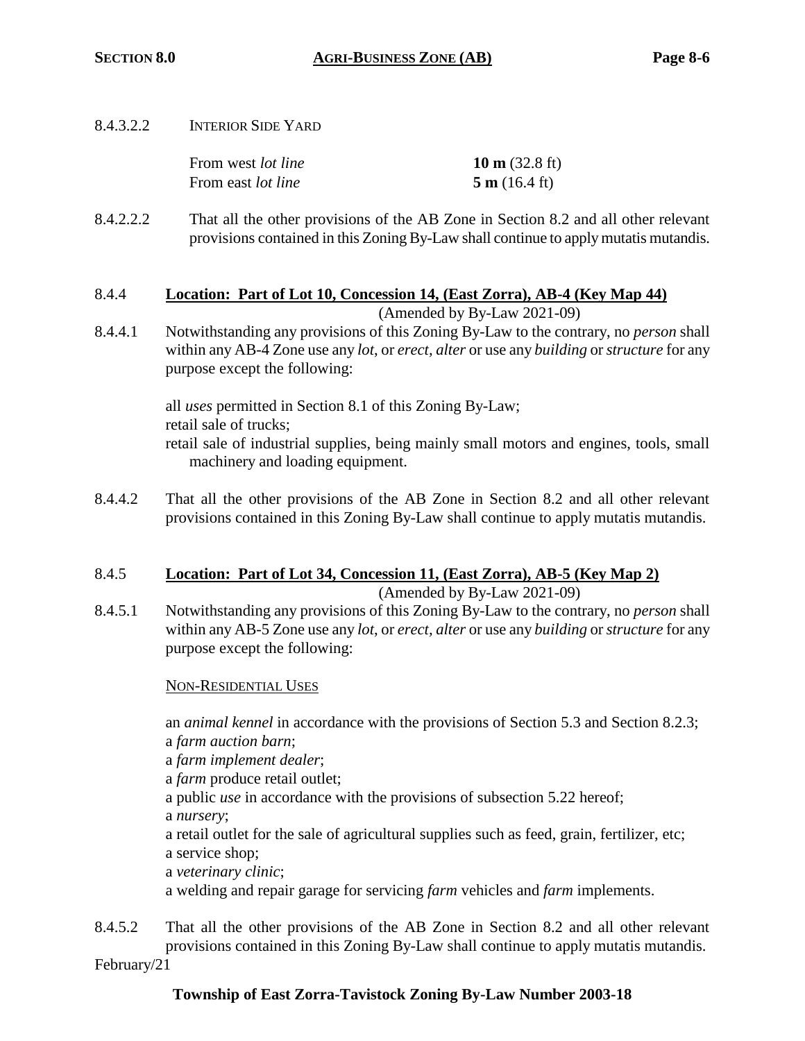8.4.3.2.2 INTERIOR SIDE YARD

| | |
|---|---|
| From west *lot line* | **10 m** (32.8 ft) |
| From east *lot line* | **5 m** (16.4 ft) |

8.4.2.2.2 That all the other provisions of the AB Zone in Section 8.2 and all other relevant provisions contained in this Zoning By-Law shall continue to apply mutatis mutandis.

### 8.4.4 **Location: Part of Lot 10, Concession 14, (East Zorra), AB-4 (Key Map 44)**

(Amended by By-Law 2021-09)

8.4.4.1 Notwithstanding any provisions of this Zoning By-Law to the contrary, no *person* shall within any AB-4 Zone use any *lot*, or *erect, alter* or use any *building* or *structure* for any purpose except the following:

all *uses* permitted in Section 8.1 of this Zoning By-Law;
retail sale of trucks;
retail sale of industrial supplies, being mainly small motors and engines, tools, small machinery and loading equipment.

8.4.4.2 That all the other provisions of the AB Zone in Section 8.2 and all other relevant provisions contained in this Zoning By-Law shall continue to apply mutatis mutandis.

### 8.4.5 **Location: Part of Lot 34, Concession 11, (East Zorra), AB-5 (Key Map 2)**

(Amended by By-Law 2021-09)

8.4.5.1 Notwithstanding any provisions of this Zoning By-Law to the contrary, no *person* shall within any AB-5 Zone use any *lot*, or *erect, alter* or use any *building* or *structure* for any purpose except the following:

NON-RESIDENTIAL USES

an *animal kennel* in accordance with the provisions of Section 5.3 and Section 8.2.3;
a *farm auction barn*;
a *farm implement dealer*;
a *farm* produce retail outlet;
a public *use* in accordance with the provisions of subsection 5.22 hereof;
a *nursery*;
a retail outlet for the sale of agricultural supplies such as feed, grain, fertilizer, etc;
a service shop;
a *veterinary clinic*;
a welding and repair garage for servicing *farm* vehicles and *farm* implements.

8.4.5.2 That all the other provisions of the AB Zone in Section 8.2 and all other relevant provisions contained in this Zoning By-Law shall continue to apply mutatis mutandis.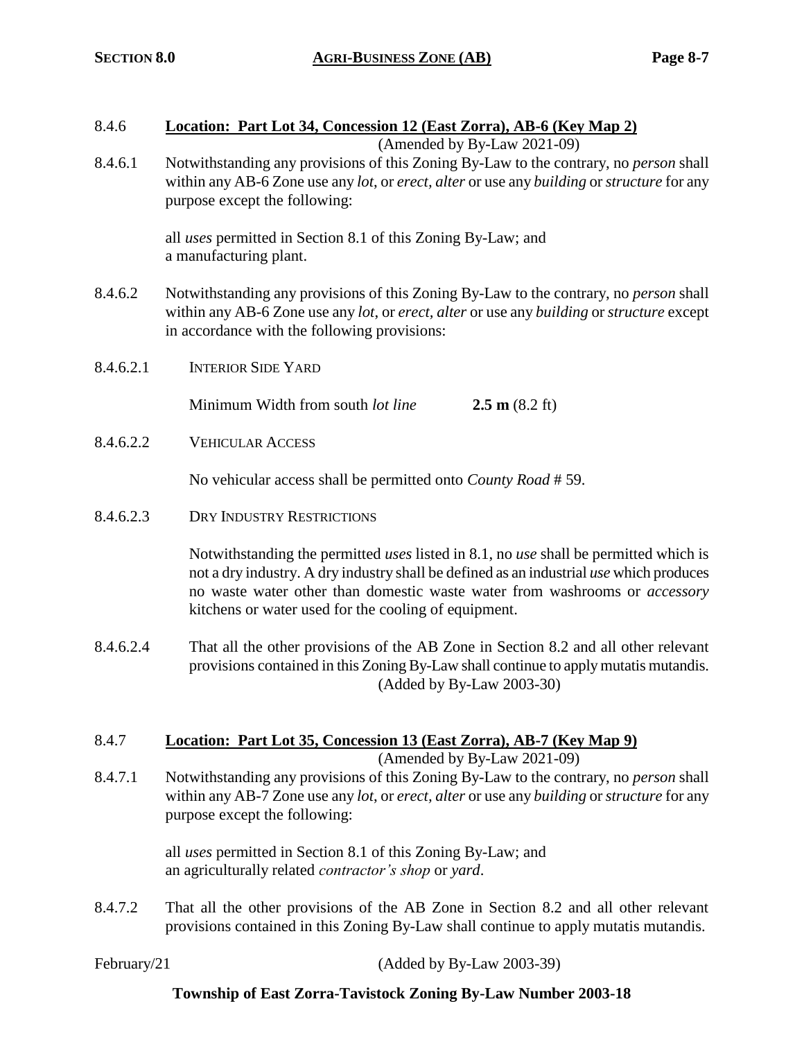### 8.4.6 Location: Part Lot 34, Concession 12 (East Zorra), AB-6 (Key Map 2)

(Amended by By-Law 2021-09)

8.4.6.1 Notwithstanding any provisions of this Zoning By-Law to the contrary, no *person* shall within any AB-6 Zone use any *lot*, or *erect, alter* or use any *building* or *structure* for any purpose except the following:

all *uses* permitted in Section 8.1 of this Zoning By-Law; and
a manufacturing plant.

8.4.6.2 Notwithstanding any provisions of this Zoning By-Law to the contrary, no *person* shall within any AB-6 Zone use any *lot*, or *erect, alter* or use any *building* or *structure* except in accordance with the following provisions:

8.4.6.2.1 INTERIOR SIDE YARD

Minimum Width from south *lot line* **2.5 m** (8.2 ft)

8.4.6.2.2 VEHICULAR ACCESS

No vehicular access shall be permitted onto *County Road* # 59.

8.4.6.2.3 DRY INDUSTRY RESTRICTIONS

Notwithstanding the permitted *uses* listed in 8.1, no *use* shall be permitted which is not a dry industry. A dry industry shall be defined as an industrial *use* which produces no waste water other than domestic waste water from washrooms or *accessory* kitchens or water used for the cooling of equipment.

8.4.6.2.4 That all the other provisions of the AB Zone in Section 8.2 and all other relevant provisions contained in this Zoning By-Law shall continue to apply mutatis mutandis.

(Added by By-Law 2003-30)

### 8.4.7 Location: Part Lot 35, Concession 13 (East Zorra), AB-7 (Key Map 9)

(Amended by By-Law 2021-09)

8.4.7.1 Notwithstanding any provisions of this Zoning By-Law to the contrary, no *person* shall within any AB-7 Zone use any *lot*, or *erect, alter* or use any *building* or *structure* for any purpose except the following:

all *uses* permitted in Section 8.1 of this Zoning By-Law; and
an agriculturally related *contractor's shop* or *yard*.

8.4.7.2 That all the other provisions of the AB Zone in Section 8.2 and all other relevant provisions contained in this Zoning By-Law shall continue to apply mutatis mutandis.

(Added by By-Law 2003-39)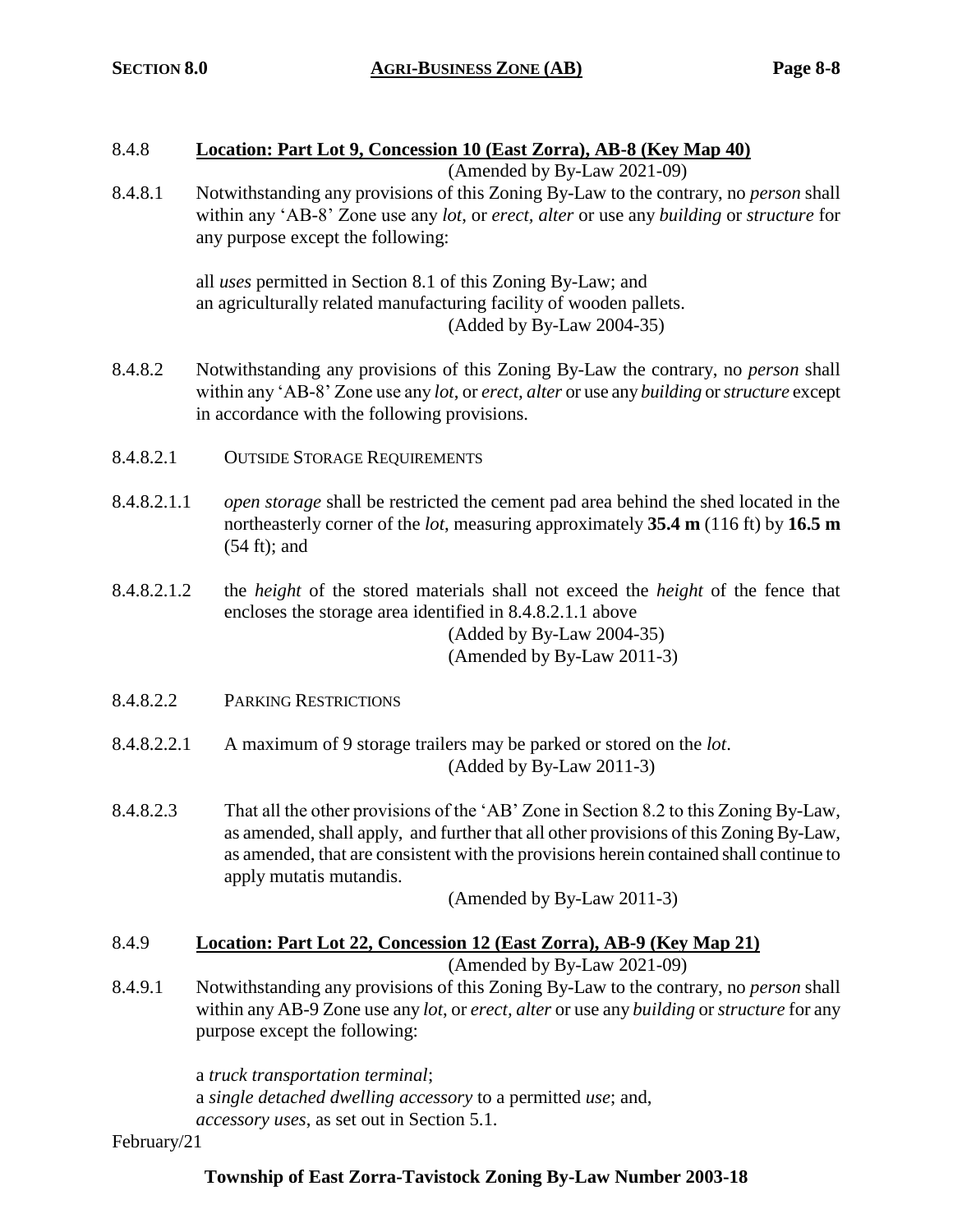### 8.4.8 **Location: Part Lot 9, Concession 10 (East Zorra), AB-8 (Key Map 40)**

(Amended by By-Law 2021-09)

8.4.8.1 Notwithstanding any provisions of this Zoning By-Law to the contrary, no *person* shall within any 'AB-8' Zone use any *lot*, or *erect, alter* or use any *building* or *structure* for any purpose except the following:

all *uses* permitted in Section 8.1 of this Zoning By-Law; and
an agriculturally related manufacturing facility of wooden pallets.

(Added by By-Law 2004-35)

8.4.8.2 Notwithstanding any provisions of this Zoning By-Law the contrary, no *person* shall within any 'AB-8' Zone use any *lot*, or *erect, alter* or use any *building* or *structure* except in accordance with the following provisions.

8.4.8.2.1 OUTSIDE STORAGE REQUIREMENTS

8.4.8.2.1.1 *open storage* shall be restricted the cement pad area behind the shed located in the northeasterly corner of the *lot*, measuring approximately **35.4 m** (116 ft) by **16.5 m** (54 ft); and

8.4.8.2.1.2 the *height* of the stored materials shall not exceed the *height* of the fence that encloses the storage area identified in 8.4.8.2.1.1 above

(Added by By-Law 2004-35)
(Amended by By-Law 2011-3)

8.4.8.2.2 PARKING RESTRICTIONS

8.4.8.2.2.1 A maximum of 9 storage trailers may be parked or stored on the *lot*.

(Added by By-Law 2011-3)

8.4.8.2.3 That all the other provisions of the 'AB' Zone in Section 8.2 to this Zoning By-Law, as amended, shall apply, and further that all other provisions of this Zoning By-Law, as amended, that are consistent with the provisions herein contained shall continue to apply mutatis mutandis.

(Amended by By-Law 2011-3)

### 8.4.9 **Location: Part Lot 22, Concession 12 (East Zorra), AB-9 (Key Map 21)**

(Amended by By-Law 2021-09)

8.4.9.1 Notwithstanding any provisions of this Zoning By-Law to the contrary, no *person* shall within any AB-9 Zone use any *lot*, or *erect, alter* or use any *building* or *structure* for any purpose except the following:

a *truck transportation terminal*;
a *single detached dwelling accessory* to a permitted *use*; and,
*accessory uses*, as set out in Section 5.1.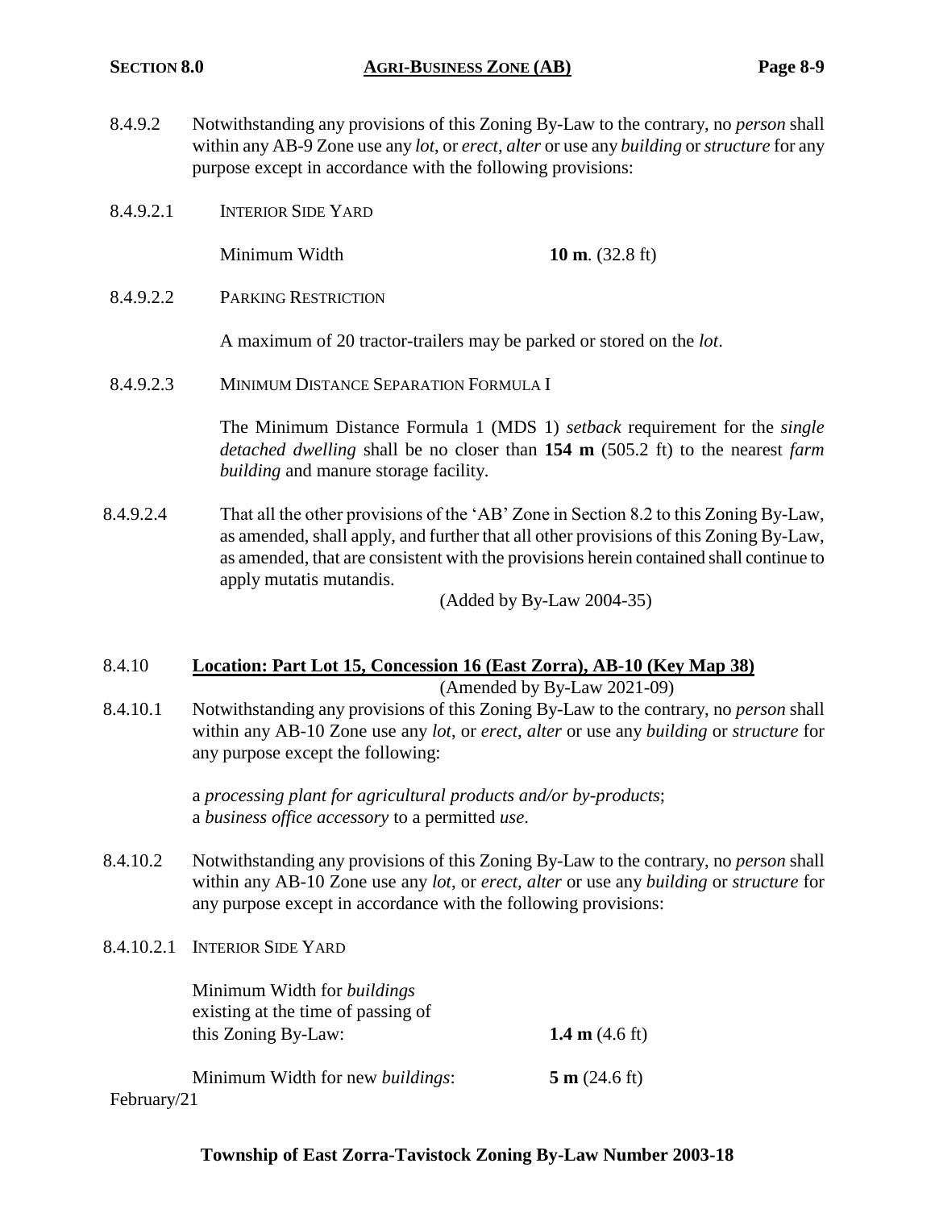8.4.9.2 Notwithstanding any provisions of this Zoning By-Law to the contrary, no *person* shall within any AB-9 Zone use any *lot*, or *erect, alter* or use any *building* or *structure* for any purpose except in accordance with the following provisions:

8.4.9.2.1 INTERIOR SIDE YARD

Minimum Width **10 m**. (32.8 ft)

8.4.9.2.2 PARKING RESTRICTION

A maximum of 20 tractor-trailers may be parked or stored on the *lot*.

8.4.9.2.3 MINIMUM DISTANCE SEPARATION FORMULA I

The Minimum Distance Formula 1 (MDS 1) *setback* requirement for the *single detached dwelling* shall be no closer than **154 m** (505.2 ft) to the nearest *farm building* and manure storage facility.

8.4.9.2.4 That all the other provisions of the 'AB' Zone in Section 8.2 to this Zoning By-Law, as amended, shall apply, and further that all other provisions of this Zoning By-Law, as amended, that are consistent with the provisions herein contained shall continue to apply mutatis mutandis.

(Added by By-Law 2004-35)

### 8.4.10 Location: Part Lot 15, Concession 16 (East Zorra), AB-10 (Key Map 38)

(Amended by By-Law 2021-09)

8.4.10.1 Notwithstanding any provisions of this Zoning By-Law to the contrary, no *person* shall within any AB-10 Zone use any *lot*, or *erect, alter* or use any *building* or *structure* for any purpose except the following:

a *processing plant for agricultural products and/or by-products*;
a *business office accessory* to a permitted *use*.

8.4.10.2 Notwithstanding any provisions of this Zoning By-Law to the contrary, no *person* shall within any AB-10 Zone use any *lot*, or *erect, alter* or use any *building* or *structure* for any purpose except in accordance with the following provisions:

8.4.10.2.1 INTERIOR SIDE YARD

Minimum Width for *buildings* existing at the time of passing of this Zoning By-Law: **1.4 m** (4.6 ft)

Minimum Width for new *buildings*: **5 m** (24.6 ft)

February/21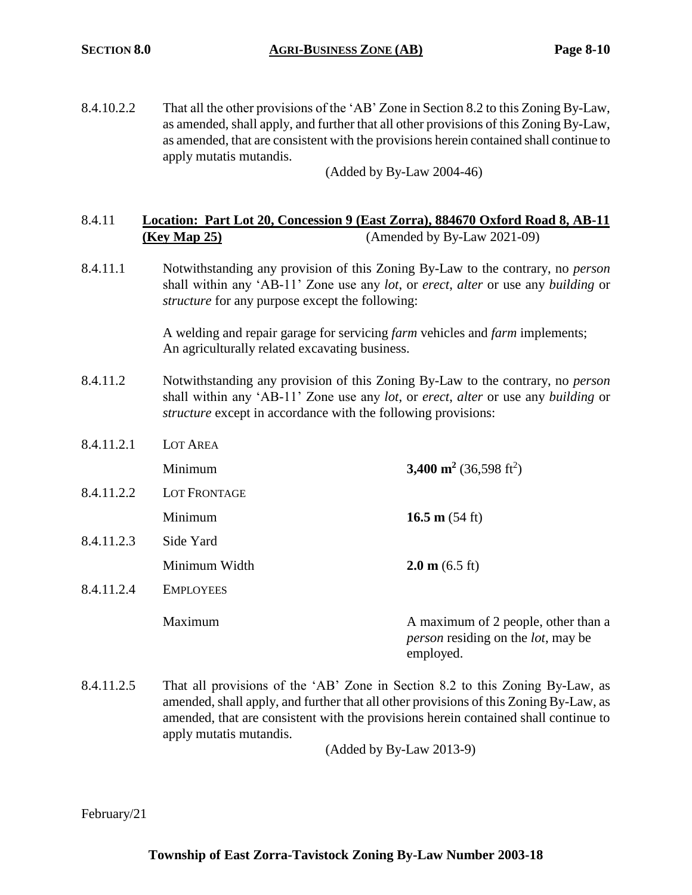8.4.10.2.2 That all the other provisions of the 'AB' Zone in Section 8.2 to this Zoning By-Law, as amended, shall apply, and further that all other provisions of this Zoning By-Law, as amended, that are consistent with the provisions herein contained shall continue to apply mutatis mutandis.

(Added by By-Law 2004-46)

### 8.4.11 **Location: Part Lot 20, Concession 9 (East Zorra), 884670 Oxford Road 8, AB-11 (Key Map 25)** (Amended by By-Law 2021-09)

8.4.11.1 Notwithstanding any provision of this Zoning By-Law to the contrary, no *person* shall within any 'AB-11' Zone use any *lot*, or *erect*, *alter* or use any *building* or *structure* for any purpose except the following:

A welding and repair garage for servicing *farm* vehicles and *farm* implements;
An agriculturally related excavating business.

8.4.11.2 Notwithstanding any provision of this Zoning By-Law to the contrary, no *person* shall within any 'AB-11' Zone use any *lot*, or *erect*, *alter* or use any *building* or *structure* except in accordance with the following provisions:

| | | |
|---|---|---|
| 8.4.11.2.1 | LOT AREA | |
| | Minimum | **3,400 m$^2$** (36,598 ft$^2$) |
| 8.4.11.2.2 | LOT FRONTAGE | |
| | Minimum | **16.5 m** (54 ft) |
| 8.4.11.2.3 | Side Yard | |
| | Minimum Width | **2.0 m** (6.5 ft) |
| 8.4.11.2.4 | EMPLOYEES | |
| | Maximum | A maximum of 2 people, other than a *person* residing on the *lot*, may be employed. |

8.4.11.2.5 That all provisions of the 'AB' Zone in Section 8.2 to this Zoning By-Law, as amended, shall apply, and further that all other provisions of this Zoning By-Law, as amended, that are consistent with the provisions herein contained shall continue to apply mutatis mutandis.

(Added by By-Law 2013-9)

February/21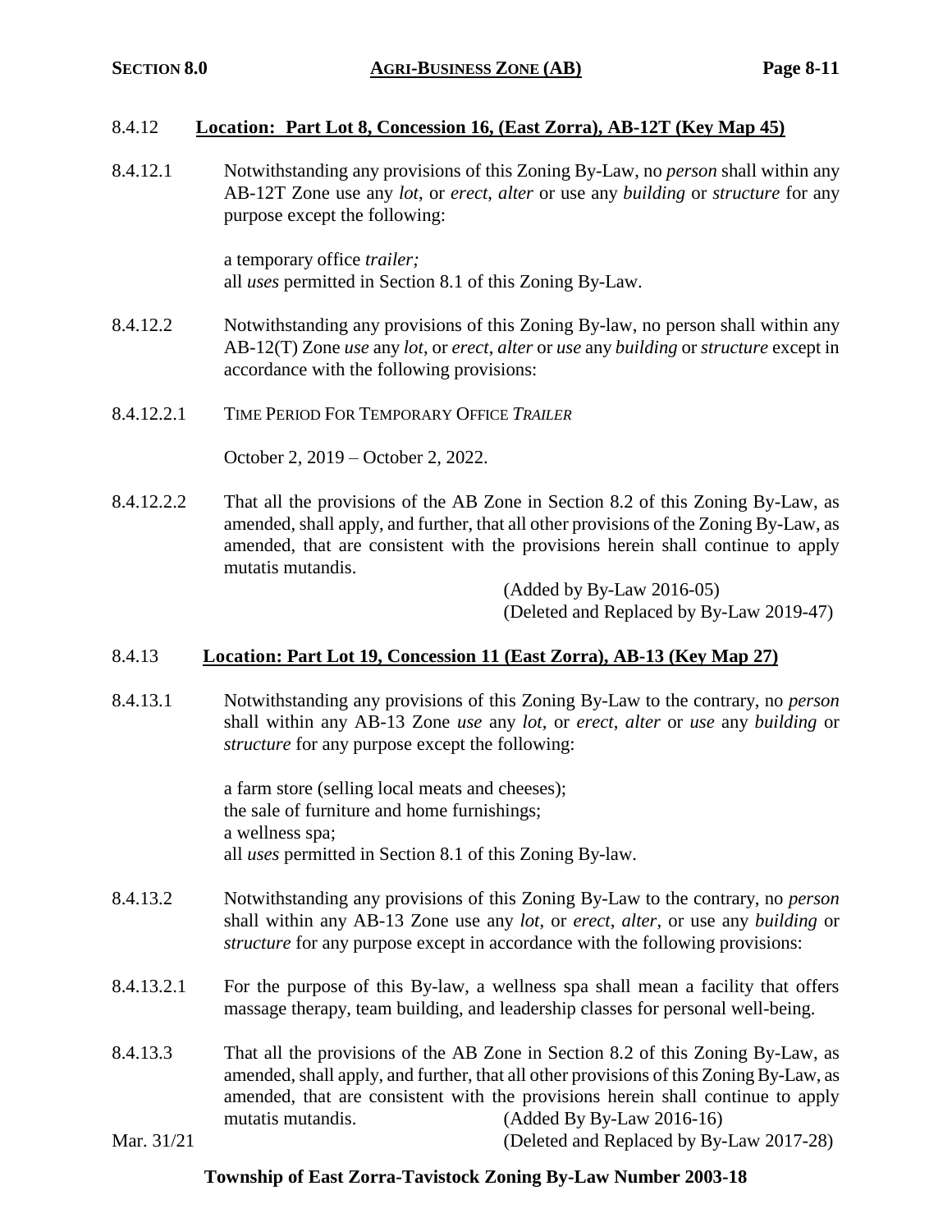### 8.4.12 **Location: Part Lot 8, Concession 16, (East Zorra), AB-12T (Key Map 45)**

8.4.12.1 Notwithstanding any provisions of this Zoning By-Law, no *person* shall within any AB-12T Zone use any *lot*, or *erect*, *alter* or use any *building* or *structure* for any purpose except the following:

a temporary office *trailer;*
all *uses* permitted in Section 8.1 of this Zoning By-Law.

8.4.12.2 Notwithstanding any provisions of this Zoning By-law, no person shall within any AB-12(T) Zone *use* any *lot*, or *erect*, *alter* or *use* any *building* or *structure* except in accordance with the following provisions:

8.4.12.2.1 TIME PERIOD FOR TEMPORARY OFFICE *TRAILER*

October 2, 2019 – October 2, 2022.

8.4.12.2.2 That all the provisions of the AB Zone in Section 8.2 of this Zoning By-Law, as amended, shall apply, and further, that all other provisions of the Zoning By-Law, as amended, that are consistent with the provisions herein shall continue to apply mutatis mutandis.

(Added by By-Law 2016-05)
(Deleted and Replaced by By-Law 2019-47)

### 8.4.13 **Location: Part Lot 19, Concession 11 (East Zorra), AB-13 (Key Map 27)**

8.4.13.1 Notwithstanding any provisions of this Zoning By-Law to the contrary, no *person* shall within any AB-13 Zone *use* any *lot*, or *erect*, *alter* or *use* any *building* or *structure* for any purpose except the following:

a farm store (selling local meats and cheeses);
the sale of furniture and home furnishings;
a wellness spa;
all *uses* permitted in Section 8.1 of this Zoning By-law.

8.4.13.2 Notwithstanding any provisions of this Zoning By-Law to the contrary, no *person* shall within any AB-13 Zone use any *lot*, or *erect*, *alter*, or use any *building* or *structure* for any purpose except in accordance with the following provisions:

8.4.13.2.1 For the purpose of this By-law, a wellness spa shall mean a facility that offers massage therapy, team building, and leadership classes for personal well-being.

8.4.13.3 That all the provisions of the AB Zone in Section 8.2 of this Zoning By-Law, as amended, shall apply, and further, that all other provisions of this Zoning By-Law, as amended, that are consistent with the provisions herein shall continue to apply mutatis mutandis.

(Added By By-Law 2016-16)
(Deleted and Replaced by By-Law 2017-28)

Mar. 31/21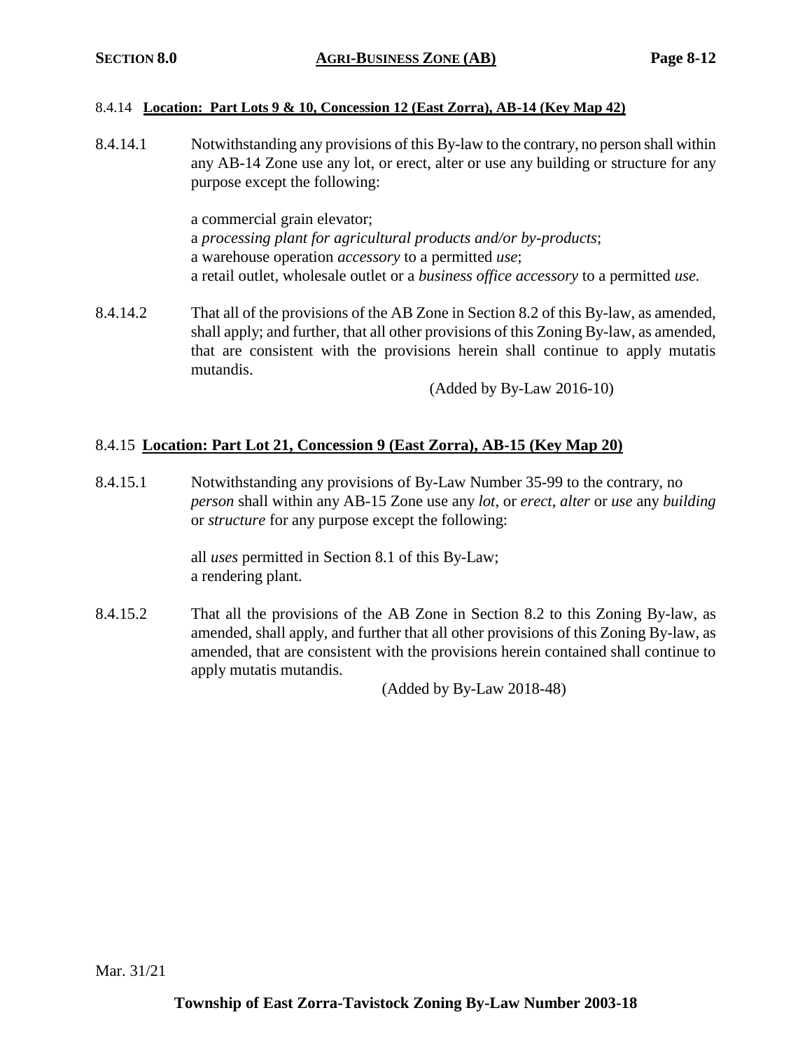8.4.14 **<u>Location: Part Lots 9 & 10, Concession 12 (East Zorra), AB-14 (Key Map 42)</u>**

8.4.14.1 Notwithstanding any provisions of this By-law to the contrary, no person shall within any AB-14 Zone use any lot, or erect, alter or use any building or structure for any purpose except the following:

a commercial grain elevator;
a *processing plant for agricultural products and/or by-products*;
a warehouse operation *accessory* to a permitted *use*;
a retail outlet, wholesale outlet or a *business office accessory* to a permitted *use.*

8.4.14.2 That all of the provisions of the AB Zone in Section 8.2 of this By-law, as amended, shall apply; and further, that all other provisions of this Zoning By-law, as amended, that are consistent with the provisions herein shall continue to apply mutatis mutandis.

(Added by By-Law 2016-10)

8.4.15 **<u>Location: Part Lot 21, Concession 9 (East Zorra), AB-15 (Key Map 20)</u>**

8.4.15.1 Notwithstanding any provisions of By-Law Number 35-99 to the contrary, no *person* shall within any AB-15 Zone use any *lot*, or *erect*, *alter* or *use* any *building* or *structure* for any purpose except the following:

all *uses* permitted in Section 8.1 of this By-Law;
a rendering plant.

8.4.15.2 That all the provisions of the AB Zone in Section 8.2 to this Zoning By-law, as amended, shall apply, and further that all other provisions of this Zoning By-law, as amended, that are consistent with the provisions herein contained shall continue to apply mutatis mutandis.

(Added by By-Law 2018-48)